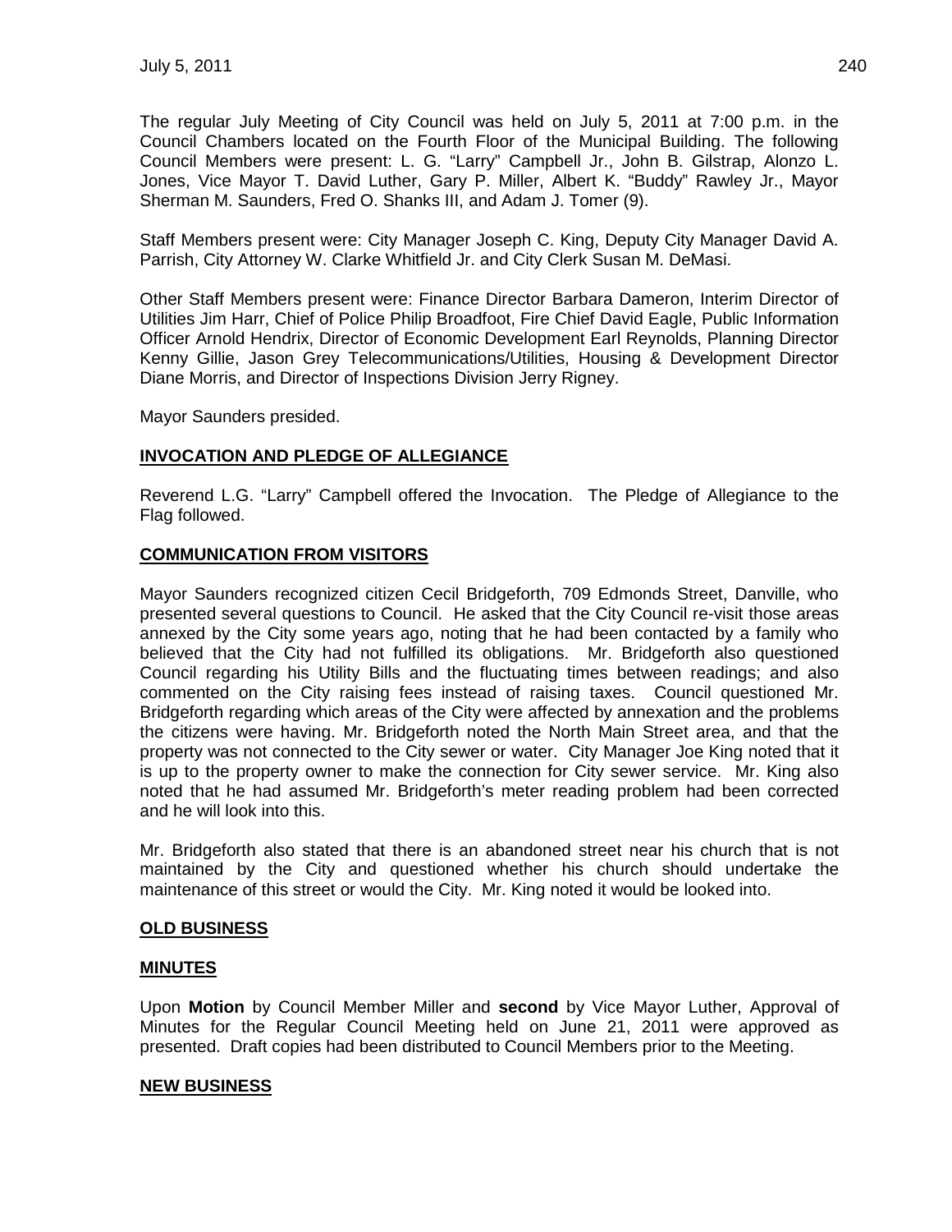The regular July Meeting of City Council was held on July 5, 2011 at 7:00 p.m. in the Council Chambers located on the Fourth Floor of the Municipal Building. The following Council Members were present: L. G. "Larry" Campbell Jr., John B. Gilstrap, Alonzo L. Jones, Vice Mayor T. David Luther, Gary P. Miller, Albert K. "Buddy" Rawley Jr., Mayor Sherman M. Saunders, Fred O. Shanks III, and Adam J. Tomer (9).

Staff Members present were: City Manager Joseph C. King, Deputy City Manager David A. Parrish, City Attorney W. Clarke Whitfield Jr. and City Clerk Susan M. DeMasi.

Other Staff Members present were: Finance Director Barbara Dameron, Interim Director of Utilities Jim Harr, Chief of Police Philip Broadfoot, Fire Chief David Eagle, Public Information Officer Arnold Hendrix, Director of Economic Development Earl Reynolds, Planning Director Kenny Gillie, Jason Grey Telecommunications/Utilities, Housing & Development Director Diane Morris, and Director of Inspections Division Jerry Rigney.

Mayor Saunders presided.

## INVOCATION AND PLEDGE OF ALLEGIANCE

Reverend L.G. "Larry" Campbell offered the Invocation. The Pledge of Allegiance to the Flag followed.

## COMMUNICATION FROM VISITORS

Mayor Saunders recognized citizen Cecil Bridgeforth, 709 Edmonds Street, Danville, who presented several questions to Council. He asked that the City Council re-visit those areas annexed by the City some years ago, noting that he had been contacted by a family who believed that the City had not fulfilled its obligations. Mr. Bridgeforth also questioned Council regarding his Utility Bills and the fluctuating times between readings; and also commented on the City raising fees instead of raising taxes. Council questioned Mr. Bridgeforth regarding which areas of the City were affected by annexation and the problems the citizens were having. Mr. Bridgeforth noted the North Main Street area, and that the property was not connected to the City sewer or water. City Manager Joe King noted that it is up to the property owner to make the connection for City sewer service. Mr. King also noted that he had assumed Mr. Bridgeforth's meter reading problem had been corrected and he will look into this.

Mr. Bridgeforth also stated that there is an abandoned street near his church that is not maintained by the City and questioned whether his church should undertake the maintenance of this street or would the City. Mr. King noted it would be looked into.

## OLD BUSINESS

## MINUTES

Upon **Motion** by Council Member Miller and **second** by Vice Mayor Luther, Approval of Minutes for the Regular Council Meeting held on June 21, 2011 were approved as presented. Draft copies had been distributed to Council Members prior to the Meeting.

## NEW BUSINESS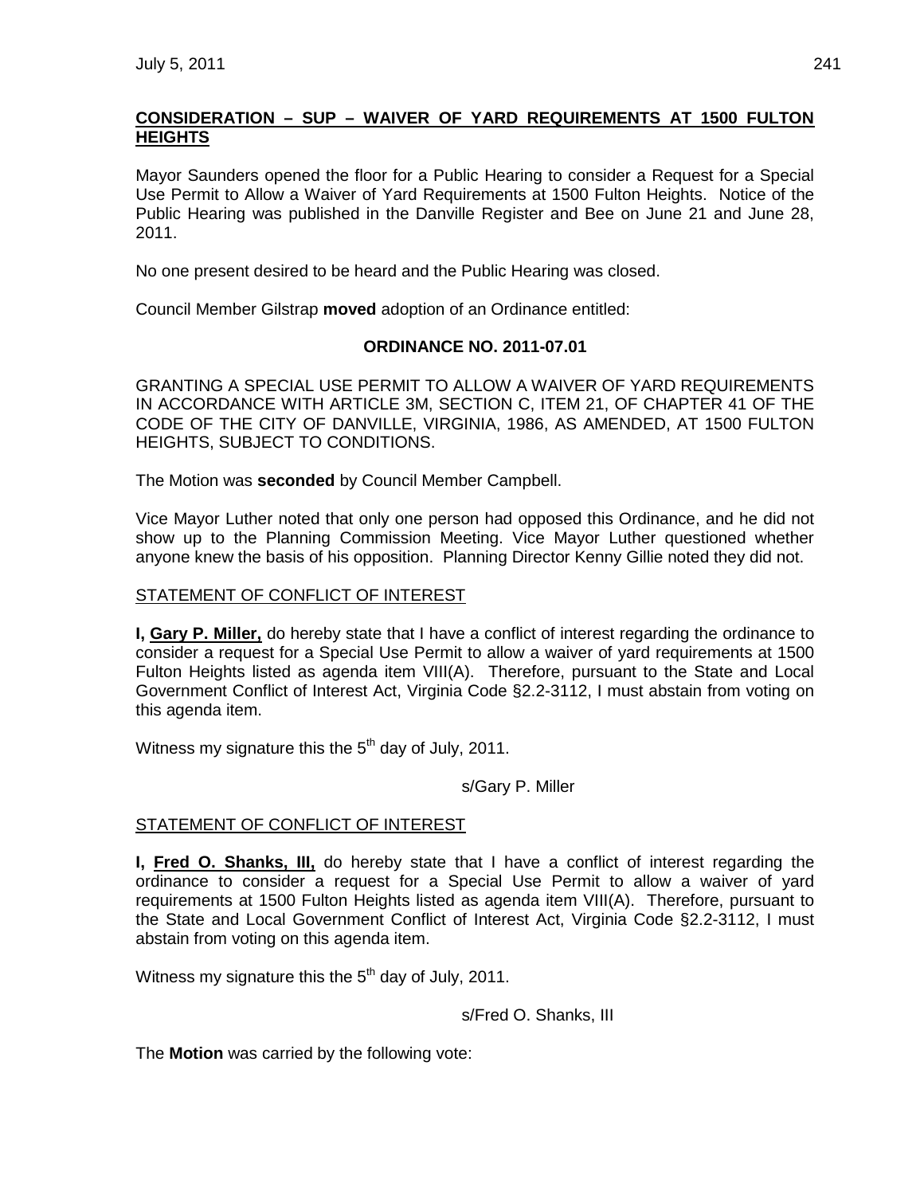## CONSIDERATION – SUP – WAIVER OF YARD REQUIREMENTS AT 1500 FULTON HEIGHTS

Mayor Saunders opened the floor for a Public Hearing to consider a Request for a Special Use Permit to Allow a Waiver of Yard Requirements at 1500 Fulton Heights. Notice of the Public Hearing was published in the Danville Register and Bee on June 21 and June 28, 2011.

No one present desired to be heard and the Public Hearing was closed.

Council Member Gilstrap **moved** adoption of an Ordinance entitled:

**ORDINANCE NO. 2011-07.01**

GRANTING A SPECIAL USE PERMIT TO ALLOW A WAIVER OF YARD REQUIREMENTS IN ACCORDANCE WITH ARTICLE 3M, SECTION C, ITEM 21, OF CHAPTER 41 OF THE CODE OF THE CITY OF DANVILLE, VIRGINIA, 1986, AS AMENDED, AT 1500 FULTON HEIGHTS, SUBJECT TO CONDITIONS.

The Motion was **seconded** by Council Member Campbell.

Vice Mayor Luther noted that only one person had opposed this Ordinance, and he did not show up to the Planning Commission Meeting. Vice Mayor Luther questioned whether anyone knew the basis of his opposition. Planning Director Kenny Gillie noted they did not.

STATEMENT OF CONFLICT OF INTEREST

**I, Gary P. Miller,** do hereby state that I have a conflict of interest regarding the ordinance to consider a request for a Special Use Permit to allow a waiver of yard requirements at 1500 Fulton Heights listed as agenda item VIII(A). Therefore, pursuant to the State and Local Government Conflict of Interest Act, Virginia Code §2.2-3112, I must abstain from voting on this agenda item.

Witness my signature this the 5th day of July, 2011.

s/Gary P. Miller

STATEMENT OF CONFLICT OF INTEREST

**I, Fred O. Shanks, III,** do hereby state that I have a conflict of interest regarding the ordinance to consider a request for a Special Use Permit to allow a waiver of yard requirements at 1500 Fulton Heights listed as agenda item VIII(A). Therefore, pursuant to the State and Local Government Conflict of Interest Act, Virginia Code §2.2-3112, I must abstain from voting on this agenda item.

Witness my signature this the 5th day of July, 2011.

s/Fred O. Shanks, III

The **Motion** was carried by the following vote: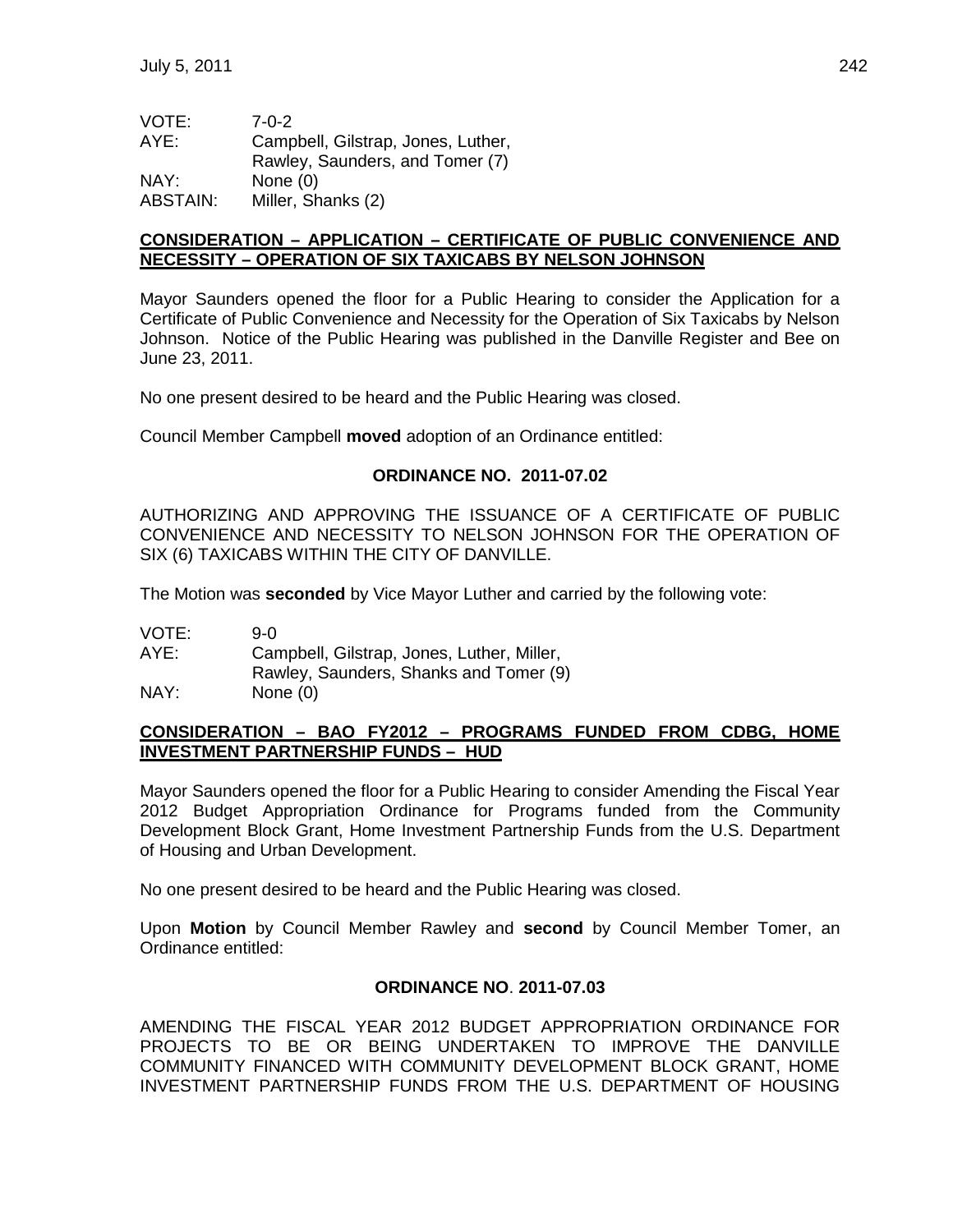VOTE: 7-0-2
AYE: Campbell, Gilstrap, Jones, Luther, Rawley, Saunders, and Tomer (7)
NAY: None (0)
ABSTAIN: Miller, Shanks (2)

**CONSIDERATION – APPLICATION – CERTIFICATE OF PUBLIC CONVENIENCE AND NECESSITY – OPERATION OF SIX TAXICABS BY NELSON JOHNSON**

Mayor Saunders opened the floor for a Public Hearing to consider the Application for a Certificate of Public Convenience and Necessity for the Operation of Six Taxicabs by Nelson Johnson. Notice of the Public Hearing was published in the Danville Register and Bee on June 23, 2011.

No one present desired to be heard and the Public Hearing was closed.

Council Member Campbell **moved** adoption of an Ordinance entitled:

**ORDINANCE NO. 2011-07.02**

AUTHORIZING AND APPROVING THE ISSUANCE OF A CERTIFICATE OF PUBLIC CONVENIENCE AND NECESSITY TO NELSON JOHNSON FOR THE OPERATION OF SIX (6) TAXICABS WITHIN THE CITY OF DANVILLE.

The Motion was **seconded** by Vice Mayor Luther and carried by the following vote:

VOTE: 9-0
AYE: Campbell, Gilstrap, Jones, Luther, Miller, Rawley, Saunders, Shanks and Tomer (9)
NAY: None (0)

**CONSIDERATION – BAO FY2012 – PROGRAMS FUNDED FROM CDBG, HOME INVESTMENT PARTNERSHIP FUNDS – HUD**

Mayor Saunders opened the floor for a Public Hearing to consider Amending the Fiscal Year 2012 Budget Appropriation Ordinance for Programs funded from the Community Development Block Grant, Home Investment Partnership Funds from the U.S. Department of Housing and Urban Development.

No one present desired to be heard and the Public Hearing was closed.

Upon **Motion** by Council Member Rawley and **second** by Council Member Tomer, an Ordinance entitled:

**ORDINANCE NO. 2011-07.03**

AMENDING THE FISCAL YEAR 2012 BUDGET APPROPRIATION ORDINANCE FOR PROJECTS TO BE OR BEING UNDERTAKEN TO IMPROVE THE DANVILLE COMMUNITY FINANCED WITH COMMUNITY DEVELOPMENT BLOCK GRANT, HOME INVESTMENT PARTNERSHIP FUNDS FROM THE U.S. DEPARTMENT OF HOUSING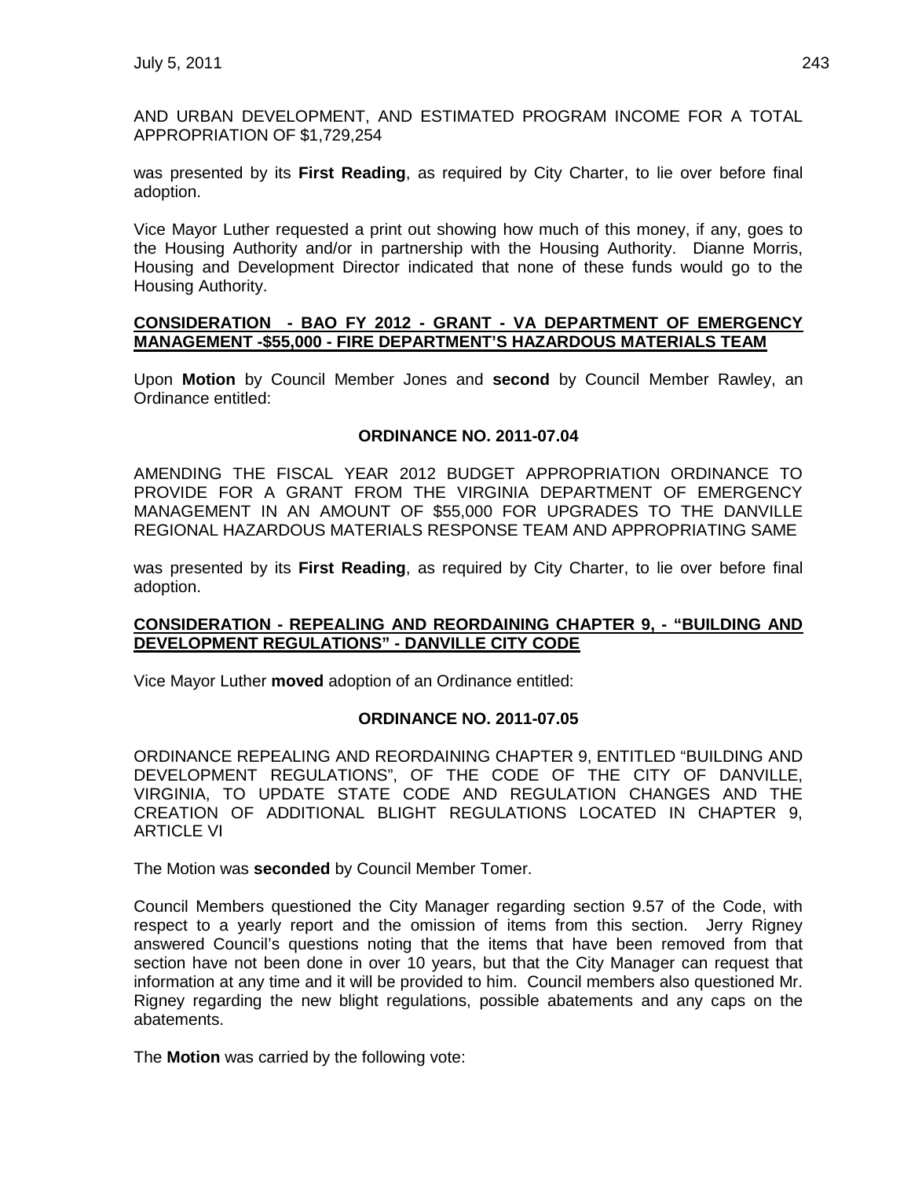AND URBAN DEVELOPMENT, AND ESTIMATED PROGRAM INCOME FOR A TOTAL APPROPRIATION OF $1,729,254

was presented by its **First Reading**, as required by City Charter, to lie over before final adoption.

Vice Mayor Luther requested a print out showing how much of this money, if any, goes to the Housing Authority and/or in partnership with the Housing Authority. Dianne Morris, Housing and Development Director indicated that none of these funds would go to the Housing Authority.

**CONSIDERATION - BAO FY 2012 - GRANT - VA DEPARTMENT OF EMERGENCY MANAGEMENT -$55,000 - FIRE DEPARTMENT'S HAZARDOUS MATERIALS TEAM**

Upon **Motion** by Council Member Jones and **second** by Council Member Rawley, an Ordinance entitled:

**ORDINANCE NO. 2011-07.04**

AMENDING THE FISCAL YEAR 2012 BUDGET APPROPRIATION ORDINANCE TO PROVIDE FOR A GRANT FROM THE VIRGINIA DEPARTMENT OF EMERGENCY MANAGEMENT IN AN AMOUNT OF $55,000 FOR UPGRADES TO THE DANVILLE REGIONAL HAZARDOUS MATERIALS RESPONSE TEAM AND APPROPRIATING SAME

was presented by its **First Reading**, as required by City Charter, to lie over before final adoption.

**CONSIDERATION - REPEALING AND REORDAINING CHAPTER 9, - "BUILDING AND DEVELOPMENT REGULATIONS" - DANVILLE CITY CODE**

Vice Mayor Luther **moved** adoption of an Ordinance entitled:

**ORDINANCE NO. 2011-07.05**

ORDINANCE REPEALING AND REORDAINING CHAPTER 9, ENTITLED "BUILDING AND DEVELOPMENT REGULATIONS", OF THE CODE OF THE CITY OF DANVILLE, VIRGINIA, TO UPDATE STATE CODE AND REGULATION CHANGES AND THE CREATION OF ADDITIONAL BLIGHT REGULATIONS LOCATED IN CHAPTER 9, ARTICLE VI

The Motion was **seconded** by Council Member Tomer.

Council Members questioned the City Manager regarding section 9.57 of the Code, with respect to a yearly report and the omission of items from this section. Jerry Rigney answered Council's questions noting that the items that have been removed from that section have not been done in over 10 years, but that the City Manager can request that information at any time and it will be provided to him. Council members also questioned Mr. Rigney regarding the new blight regulations, possible abatements and any caps on the abatements.

The **Motion** was carried by the following vote: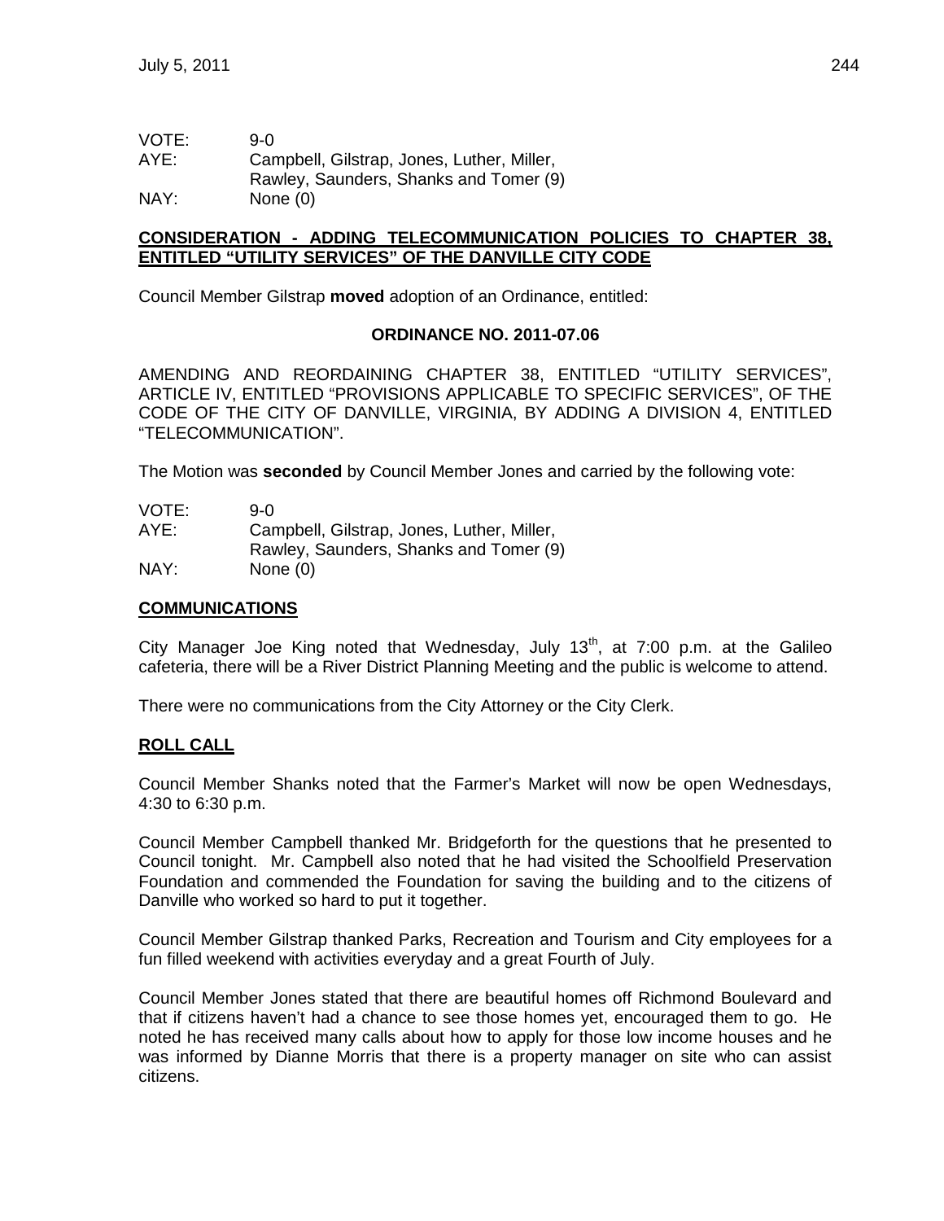VOTE: 9-0
AYE: Campbell, Gilstrap, Jones, Luther, Miller, Rawley, Saunders, Shanks and Tomer (9)
NAY: None (0)

**CONSIDERATION - ADDING TELECOMMUNICATION POLICIES TO CHAPTER 38, ENTITLED "UTILITY SERVICES" OF THE DANVILLE CITY CODE**

Council Member Gilstrap **moved** adoption of an Ordinance, entitled:

**ORDINANCE NO. 2011-07.06**

AMENDING AND REORDAINING CHAPTER 38, ENTITLED "UTILITY SERVICES", ARTICLE IV, ENTITLED "PROVISIONS APPLICABLE TO SPECIFIC SERVICES", OF THE CODE OF THE CITY OF DANVILLE, VIRGINIA, BY ADDING A DIVISION 4, ENTITLED "TELECOMMUNICATION".

The Motion was **seconded** by Council Member Jones and carried by the following vote:

VOTE: 9-0
AYE: Campbell, Gilstrap, Jones, Luther, Miller, Rawley, Saunders, Shanks and Tomer (9)
NAY: None (0)

**COMMUNICATIONS**

City Manager Joe King noted that Wednesday, July 13th, at 7:00 p.m. at the Galileo cafeteria, there will be a River District Planning Meeting and the public is welcome to attend.

There were no communications from the City Attorney or the City Clerk.

**ROLL CALL**

Council Member Shanks noted that the Farmer's Market will now be open Wednesdays, 4:30 to 6:30 p.m.

Council Member Campbell thanked Mr. Bridgeforth for the questions that he presented to Council tonight. Mr. Campbell also noted that he had visited the Schoolfield Preservation Foundation and commended the Foundation for saving the building and to the citizens of Danville who worked so hard to put it together.

Council Member Gilstrap thanked Parks, Recreation and Tourism and City employees for a fun filled weekend with activities everyday and a great Fourth of July.

Council Member Jones stated that there are beautiful homes off Richmond Boulevard and that if citizens haven't had a chance to see those homes yet, encouraged them to go. He noted he has received many calls about how to apply for those low income houses and he was informed by Dianne Morris that there is a property manager on site who can assist citizens.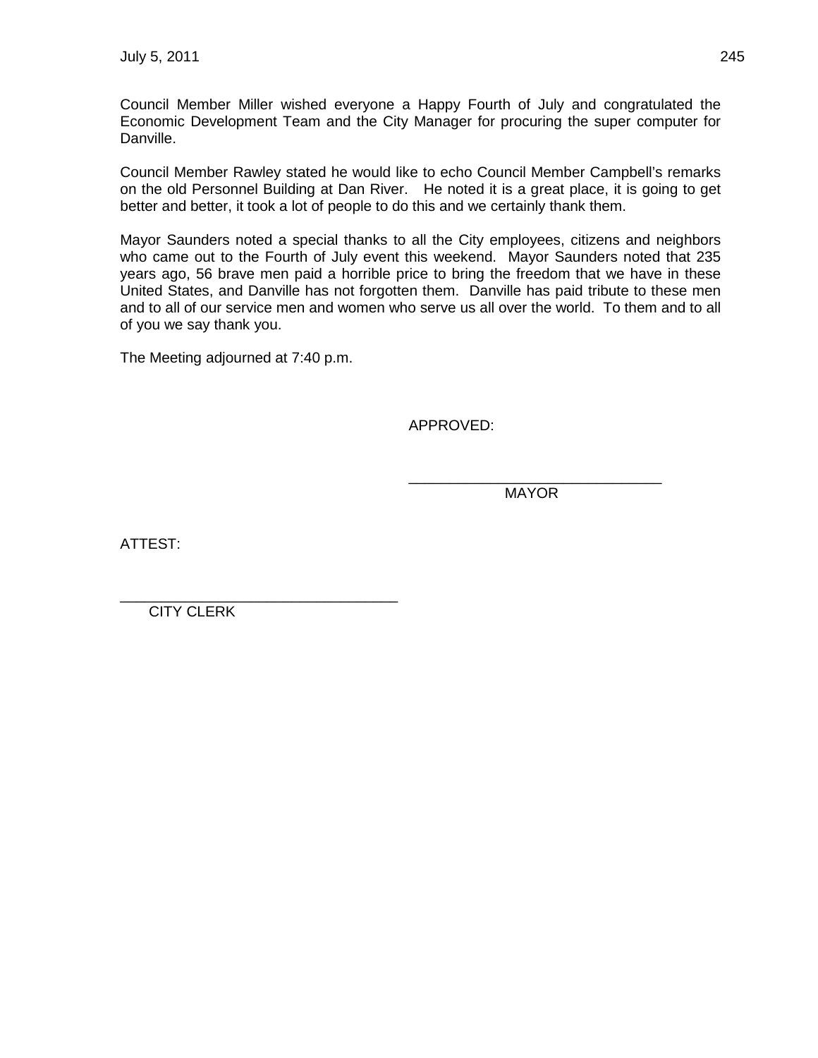Council Member Miller wished everyone a Happy Fourth of July and congratulated the Economic Development Team and the City Manager for procuring the super computer for Danville.

Council Member Rawley stated he would like to echo Council Member Campbell's remarks on the old Personnel Building at Dan River. He noted it is a great place, it is going to get better and better, it took a lot of people to do this and we certainly thank them.

Mayor Saunders noted a special thanks to all the City employees, citizens and neighbors who came out to the Fourth of July event this weekend. Mayor Saunders noted that 235 years ago, 56 brave men paid a horrible price to bring the freedom that we have in these United States, and Danville has not forgotten them. Danville has paid tribute to these men and to all of our service men and women who serve us all over the world. To them and to all of you we say thank you.

The Meeting adjourned at 7:40 p.m.

APPROVED:

_______________________________
MAYOR

ATTEST:

__________________________________
CITY CLERK